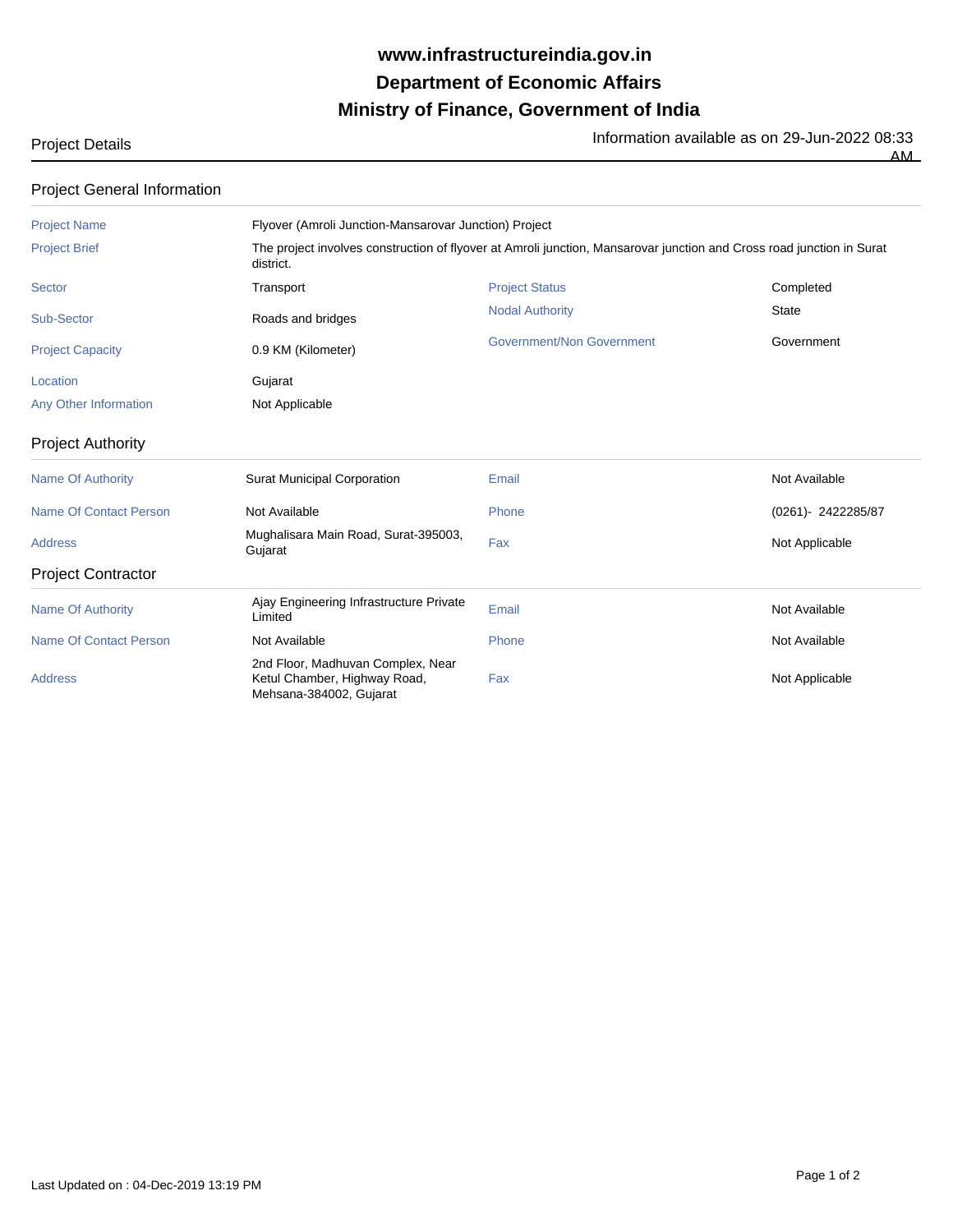# www.infrastructureindia.gov.in
# Department of Economic Affairs
# Ministry of Finance, Government of India

Project Details

Information available as on 29-Jun-2022 08:33 AM

## Project General Information

| | | | |
|---|---|---|---|
| Project Name | Flyover (Amroli Junction-Mansarovar Junction) Project | | |
| Project Brief | The project involves construction of flyover at Amroli junction, Mansarovar junction and Cross road junction in Surat district. | | |
| Sector | Transport | Project Status | Completed |
| Sub-Sector | Roads and bridges | Nodal Authority | State |
| Project Capacity | 0.9 KM (Kilometer) | Government/Non Government | Government |
| Location | Gujarat | | |
| Any Other Information | Not Applicable | | |

## Project Authority

| | | | |
|---|---|---|---|
| Name Of Authority | Surat Municipal Corporation | Email | Not Available |
| Name Of Contact Person | Not Available | Phone | (0261)- 2422285/87 |
| Address | Mughalisara Main Road, Surat-395003, Gujarat | Fax | Not Applicable |

## Project Contractor

| | | | |
|---|---|---|---|
| Name Of Authority | Ajay Engineering Infrastructure Private Limited | Email | Not Available |
| Name Of Contact Person | Not Available | Phone | Not Available |
| Address | 2nd Floor, Madhuvan Complex, Near Ketul Chamber, Highway Road, Mehsana-384002, Gujarat | Fax | Not Applicable |

Last Updated on : 04-Dec-2019 13:19 PM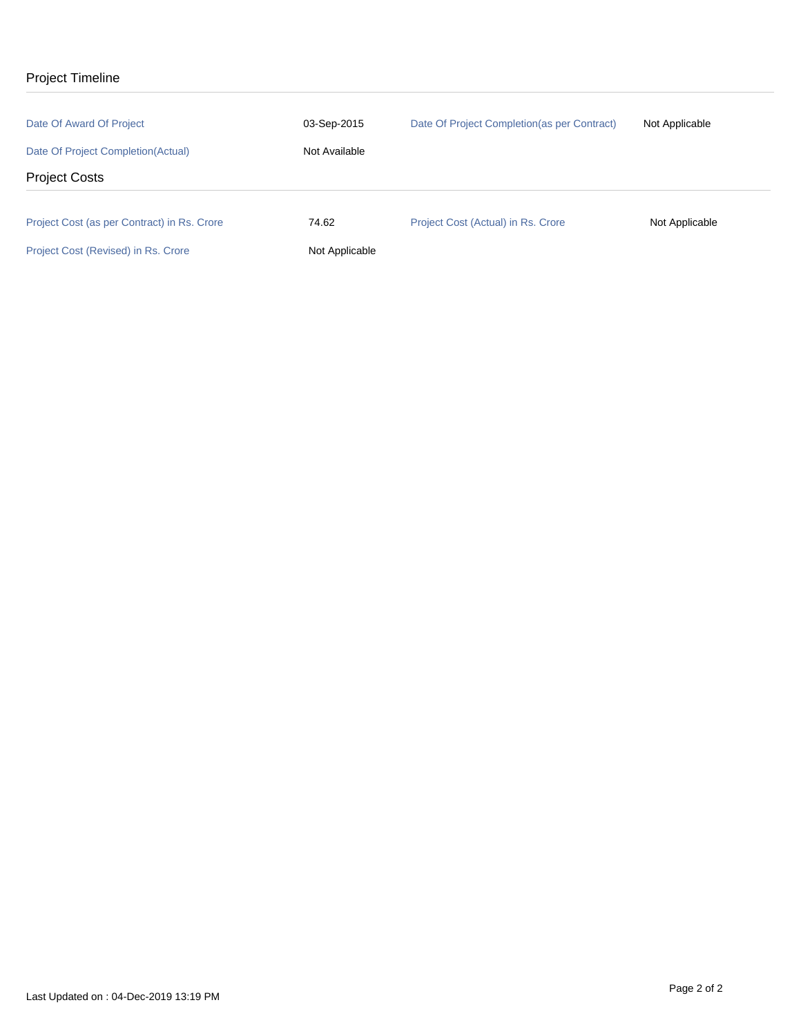## Project Timeline

| | | | |
|---|---|---|---|
| Date Of Award Of Project | 03-Sep-2015 | Date Of Project Completion(as per Contract) | Not Applicable |
| Date Of Project Completion(Actual) | Not Available | | |

## Project Costs

| | | | |
|---|---|---|---|
| Project Cost (as per Contract) in Rs. Crore | 74.62 | Project Cost (Actual) in Rs. Crore | Not Applicable |
| Project Cost (Revised) in Rs. Crore | Not Applicable | | |

Last Updated on : 04-Dec-2019 13:19 PM